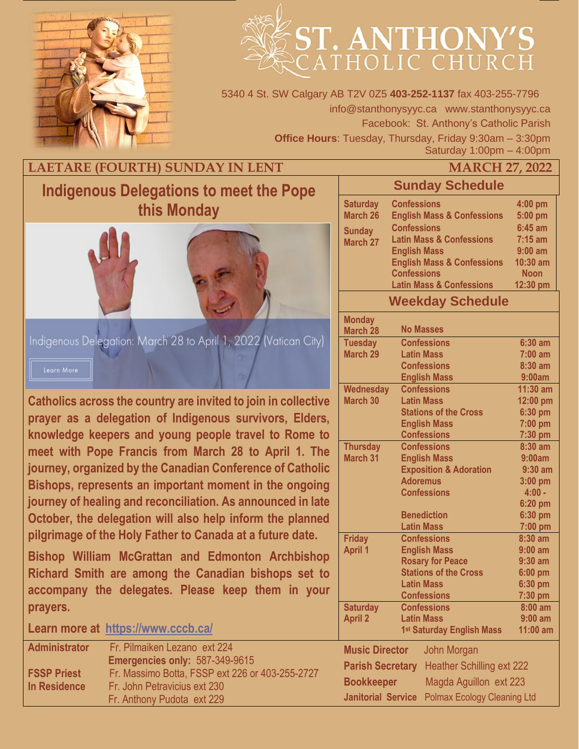# ST. ANTHONY'S CATHOLIC CHURCH

5340 4 St. SW Calgary AB T2V 0Z5 **403-252-1137** fax 403-255-7796
info@stanthonysyyc.ca www.stanthonysyyc.ca
Facebook: St. Anthony's Catholic Parish
**Office Hours**: Tuesday, Thursday, Friday 9:30am – 3:30pm
Saturday 1:00pm – 4:00pm

**LAETARE (FOURTH) SUNDAY IN LENT** — **MARCH 27, 2022**

## Indigenous Delegations to meet the Pope this Monday

Indigenous Delegation: March 28 to April 1, 2022 (Vatican City)

Learn More

**Catholics across the country are invited to join in collective prayer as a delegation of Indigenous survivors, Elders, knowledge keepers and young people travel to Rome to meet with Pope Francis from March 28 to April 1. The journey, organized by the Canadian Conference of Catholic Bishops, represents an important moment in the ongoing journey of healing and reconciliation. As announced in late October, the delegation will also help inform the planned pilgrimage of the Holy Father to Canada at a future date.**

**Bishop William McGrattan and Edmonton Archbishop Richard Smith are among the Canadian bishops set to accompany the delegates. Please keep them in your prayers.**

**Learn more at https://www.cccb.ca/**

## Sunday Schedule

| Day | Event | Time |
|---|---|---|
| **Saturday March 26** | Confessions | 4:00 pm |
| | English Mass & Confessions | 5:00 pm |
| **Sunday March 27** | Confessions | 6:45 am |
| | Latin Mass & Confessions | 7:15 am |
| | English Mass | 9:00 am |
| | English Mass & Confessions | 10:30 am |
| | Confessions | Noon |
| | Latin Mass & Confessions | 12:30 pm |

## Weekday Schedule

| Day | Event | Time |
|---|---|---|
| **Monday March 28** | No Masses | |
| **Tuesday March 29** | Confessions | 6:30 am |
| | Latin Mass | 7:00 am |
| | Confessions | 8:30 am |
| | English Mass | 9:00am |
| **Wednesday March 30** | Confessions | 11:30 am |
| | Latin Mass | 12:00 pm |
| | Stations of the Cross | 6:30 pm |
| | English Mass | 7:00 pm |
| | Confessions | 7:30 pm |
| **Thursday March 31** | Confessions | 8:30 am |
| | English Mass | 9:00am |
| | Exposition & Adoration | 9:30 am |
| | Adoremus | 3:00 pm |
| | Confessions | 4:00 - 6:20 pm |
| | Benediction | 6:30 pm |
| | Latin Mass | 7:00 pm |
| **Friday April 1** | Confessions | 8:30 am |
| | English Mass | 9:00 am |
| | Rosary for Peace | 9:30 am |
| | Stations of the Cross | 6:00 pm |
| | Latin Mass | 6:30 pm |
| | Confessions | 7:30 pm |
| **Saturday April 2** | Confessions | 8:00 am |
| | Latin Mass | 9:00 am |
| | 1st Saturday English Mass | 11:00 am |

**Administrator** Fr. Pilmaiken Lezano ext 224
**Emergencies only:** 587-349-9615
**FSSP Priest** Fr. Massimo Botta, FSSP ext 226 or 403-255-2727
**In Residence** Fr. John Petravicius ext 230
Fr. Anthony Pudota ext 229

**Music Director** John Morgan
**Parish Secretary** Heather Schilling ext 222
**Bookkeeper** Magda Aguillon ext 223
**Janitorial Service** Polmax Ecology Cleaning Ltd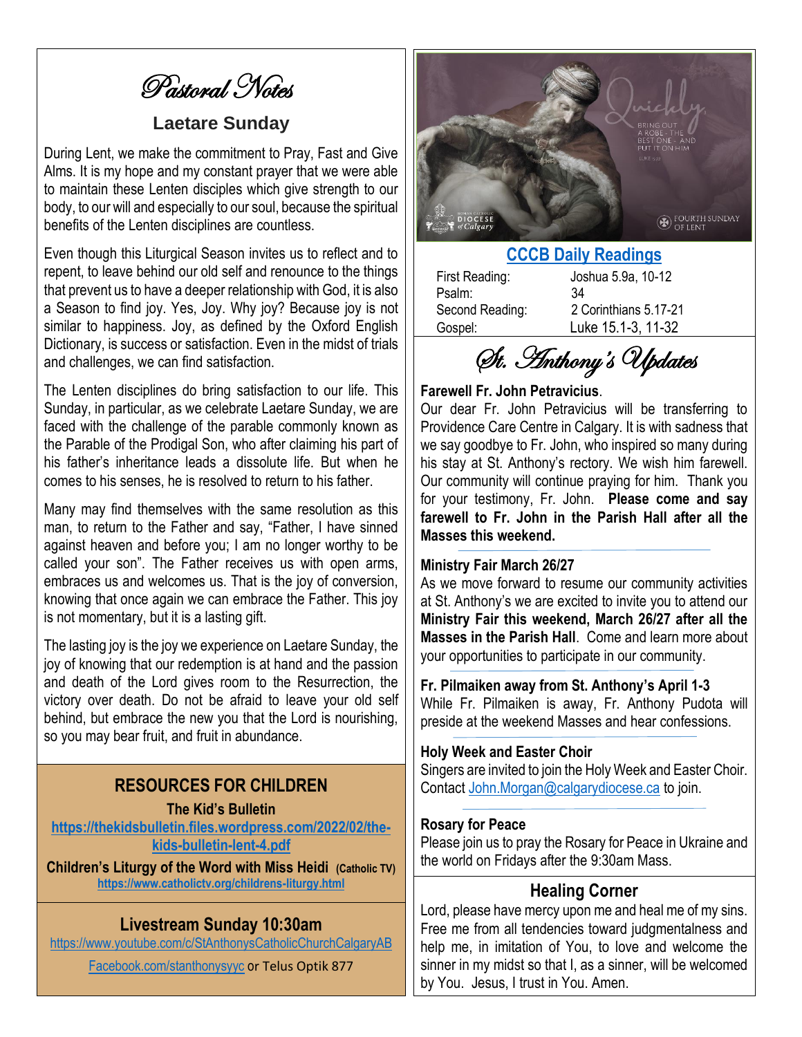# Pastoral Notes

## Laetare Sunday

During Lent, we make the commitment to Pray, Fast and Give Alms. It is my hope and my constant prayer that we were able to maintain these Lenten disciples which give strength to our body, to our will and especially to our soul, because the spiritual benefits of the Lenten disciplines are countless.

Even though this Liturgical Season invites us to reflect and to repent, to leave behind our old self and renounce to the things that prevent us to have a deeper relationship with God, it is also a Season to find joy. Yes, Joy. Why joy? Because joy is not similar to happiness. Joy, as defined by the Oxford English Dictionary, is success or satisfaction. Even in the midst of trials and challenges, we can find satisfaction.

The Lenten disciplines do bring satisfaction to our life. This Sunday, in particular, as we celebrate Laetare Sunday, we are faced with the challenge of the parable commonly known as the Parable of the Prodigal Son, who after claiming his part of his father's inheritance leads a dissolute life. But when he comes to his senses, he is resolved to return to his father.

Many may find themselves with the same resolution as this man, to return to the Father and say, "Father, I have sinned against heaven and before you; I am no longer worthy to be called your son". The Father receives us with open arms, embraces us and welcomes us. That is the joy of conversion, knowing that once again we can embrace the Father. This joy is not momentary, but it is a lasting gift.

The lasting joy is the joy we experience on Laetare Sunday, the joy of knowing that our redemption is at hand and the passion and death of the Lord gives room to the Resurrection, the victory over death. Do not be afraid to leave your old self behind, but embrace the new you that the Lord is nourishing, so you may bear fruit, and fruit in abundance.

## RESOURCES FOR CHILDREN

**The Kid's Bulletin**
**https://thekidsbulletin.files.wordpress.com/2022/02/the-kids-bulletin-lent-4.pdf**

**Children's Liturgy of the Word with Miss Heidi (Catholic TV)**
**https://www.catholictv.org/childrens-liturgy.html**

## Livestream Sunday 10:30am

https://www.youtube.com/c/StAnthonysCatholicChurchCalgaryAB

Facebook.com/stanthonysyyc or Telus Optik 877

Quickly bring out a robe - the best one - and put it on him. Luke 15:22

Roman Catholic Diocese of Calgary — Fourth Sunday of Lent

## CCCB Daily Readings

| | |
|---|---|
| First Reading: | Joshua 5.9a, 10-12 |
| Psalm: | 34 |
| Second Reading: | 2 Corinthians 5.17-21 |
| Gospel: | Luke 15.1-3, 11-32 |

# St. Anthony's Updates

**Farewell Fr. John Petravicius**.
Our dear Fr. John Petravicius will be transferring to Providence Care Centre in Calgary. It is with sadness that we say goodbye to Fr. John, who inspired so many during his stay at St. Anthony's rectory. We wish him farewell. Our community will continue praying for him. Thank you for your testimony, Fr. John. **Please come and say farewell to Fr. John in the Parish Hall after all the Masses this weekend.**

**Ministry Fair March 26/27**
As we move forward to resume our community activities at St. Anthony's we are excited to invite you to attend our **Ministry Fair this weekend, March 26/27 after all the Masses in the Parish Hall**. Come and learn more about your opportunities to participate in our community.

**Fr. Pilmaiken away from St. Anthony's April 1-3**
While Fr. Pilmaiken is away, Fr. Anthony Pudota will preside at the weekend Masses and hear confessions.

**Holy Week and Easter Choir**
Singers are invited to join the Holy Week and Easter Choir. Contact John.Morgan@calgarydiocese.ca to join.

**Rosary for Peace**
Please join us to pray the Rosary for Peace in Ukraine and the world on Fridays after the 9:30am Mass.

## Healing Corner

Lord, please have mercy upon me and heal me of my sins. Free me from all tendencies toward judgmentalness and help me, in imitation of You, to love and welcome the sinner in my midst so that I, as a sinner, will be welcomed by You. Jesus, I trust in You. Amen.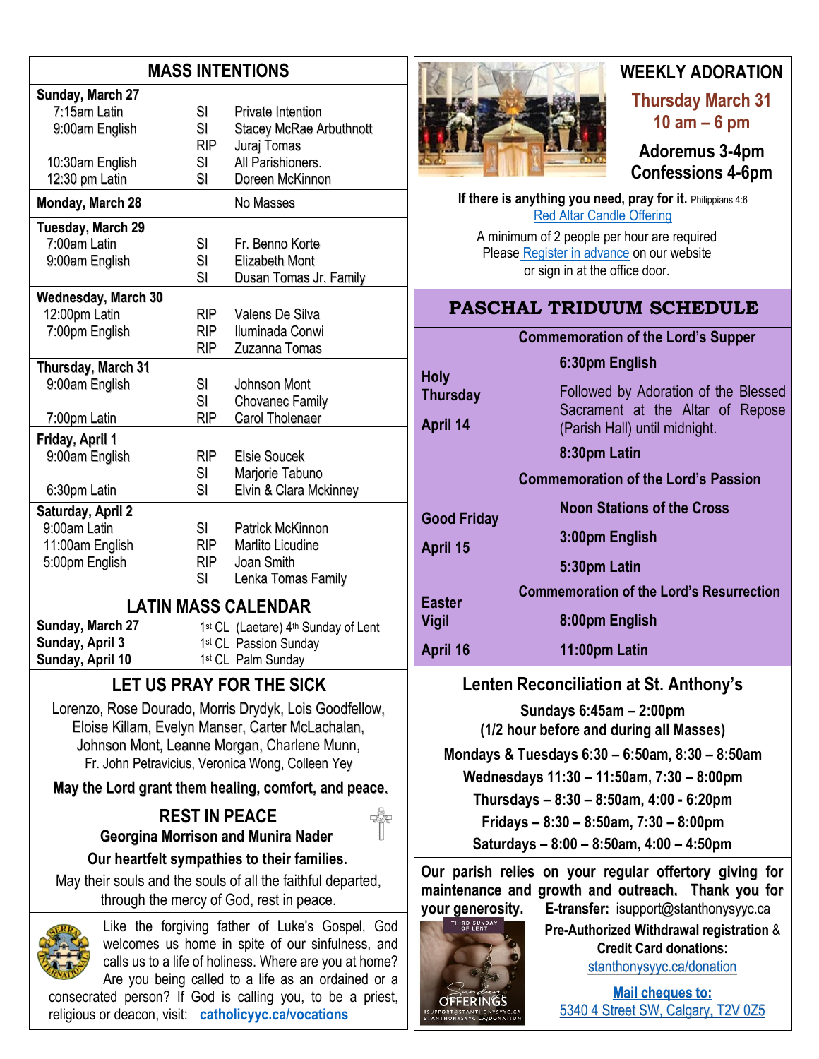## MASS INTENTIONS

| | | |
|---|---|---|
| **Sunday, March 27** | | |
| 7:15am Latin | SI | Private Intention |
| 9:00am English | SI | Stacey McRae Arbuthnott |
| | RIP | Juraj Tomas |
| 10:30am English | SI | All Parishioners. |
| 12:30 pm Latin | SI | Doreen McKinnon |
| **Monday, March 28** | | No Masses |
| **Tuesday, March 29** | | |
| 7:00am Latin | SI | Fr. Benno Korte |
| 9:00am English | SI | Elizabeth Mont |
| | SI | Dusan Tomas Jr. Family |
| **Wednesday, March 30** | | |
| 12:00pm Latin | RIP | Valens De Silva |
| 7:00pm English | RIP | Iluminada Conwi |
| | RIP | Zuzanna Tomas |
| **Thursday, March 31** | | |
| 9:00am English | SI | Johnson Mont |
| | SI | Chovanec Family |
| 7:00pm Latin | RIP | Carol Tholenaer |
| **Friday, April 1** | | |
| 9:00am English | RIP | Elsie Soucek |
| | SI | Marjorie Tabuno |
| 6:30pm Latin | SI | Elvin & Clara Mckinney |
| **Saturday, April 2** | | |
| 9:00am Latin | SI | Patrick McKinnon |
| 11:00am English | RIP | Marlito Licudine |
| 5:00pm English | RIP | Joan Smith |
| | SI | Lenka Tomas Family |

## LATIN MASS CALENDAR

| | |
|---|---|
| **Sunday, March 27** | 1st CL (Laetare) 4th Sunday of Lent |
| **Sunday, April 3** | 1st CL Passion Sunday |
| **Sunday, April 10** | 1st CL Palm Sunday |

## LET US PRAY FOR THE SICK

Lorenzo, Rose Dourado, Morris Drydyk, Lois Goodfellow, Eloise Killam, Evelyn Manser, Carter McLachalan, Johnson Mont, Leanne Morgan, Charlene Munn, Fr. John Petravicius, Veronica Wong, Colleen Yey

**May the Lord grant them healing, comfort, and peace.**

## REST IN PEACE

**Georgina Morrison and Munira Nader**

**Our heartfelt sympathies to their families.**

May their souls and the souls of all the faithful departed, through the mercy of God, rest in peace.

Like the forgiving father of Luke's Gospel, God welcomes us home in spite of our sinfulness, and calls us to a life of holiness. Where are you at home? Are you being called to a life as an ordained or a consecrated person? If God is calling you, to be a priest, religious or deacon, visit: **catholicyyc.ca/vocations**

## WEEKLY ADORATION

**Thursday March 31**
**10 am – 6 pm**

**Adoremus 3-4pm**
**Confessions 4-6pm**

**If there is anything you need, pray for it.** Philippians 4:6
Red Altar Candle Offering

A minimum of 2 people per hour are required
Please Register in advance on our website
or sign in at the office door.

## PASCHAL TRIDUUM SCHEDULE

| | |
|---|---|
| | **Commemoration of the Lord's Supper** |
| **Holy Thursday April 14** | **6:30pm English** |
| | Followed by Adoration of the Blessed Sacrament at the Altar of Repose (Parish Hall) until midnight. |
| | **8:30pm Latin** |
| | **Commemoration of the Lord's Passion** |
| **Good Friday April 15** | **Noon Stations of the Cross** |
| | **3:00pm English** |
| | **5:30pm Latin** |
| | **Commemoration of the Lord's Resurrection** |
| **Easter Vigil April 16** | **8:00pm English** |
| | **11:00pm Latin** |

## Lenten Reconciliation at St. Anthony's

**Sundays 6:45am – 2:00pm**
**(1/2 hour before and during all Masses)**
**Mondays & Tuesdays 6:30 – 6:50am, 8:30 – 8:50am**
**Wednesdays 11:30 – 11:50am, 7:30 – 8:00pm**
**Thursdays – 8:30 – 8:50am, 4:00 - 6:20pm**
**Fridays – 8:30 – 8:50am, 7:30 – 8:00pm**
**Saturdays – 8:00 – 8:50am, 4:00 – 4:50pm**

**Our parish relies on your regular offertory giving for maintenance and growth and outreach. Thank you for your generosity.** **E-transfer:** isupport@stanthonysyyc.ca

**Pre-Authorized Withdrawal registration & Credit Card donations:**
stanthonysyyc.ca/donation

**Mail cheques to:**
5340 4 Street SW, Calgary, T2V 0Z5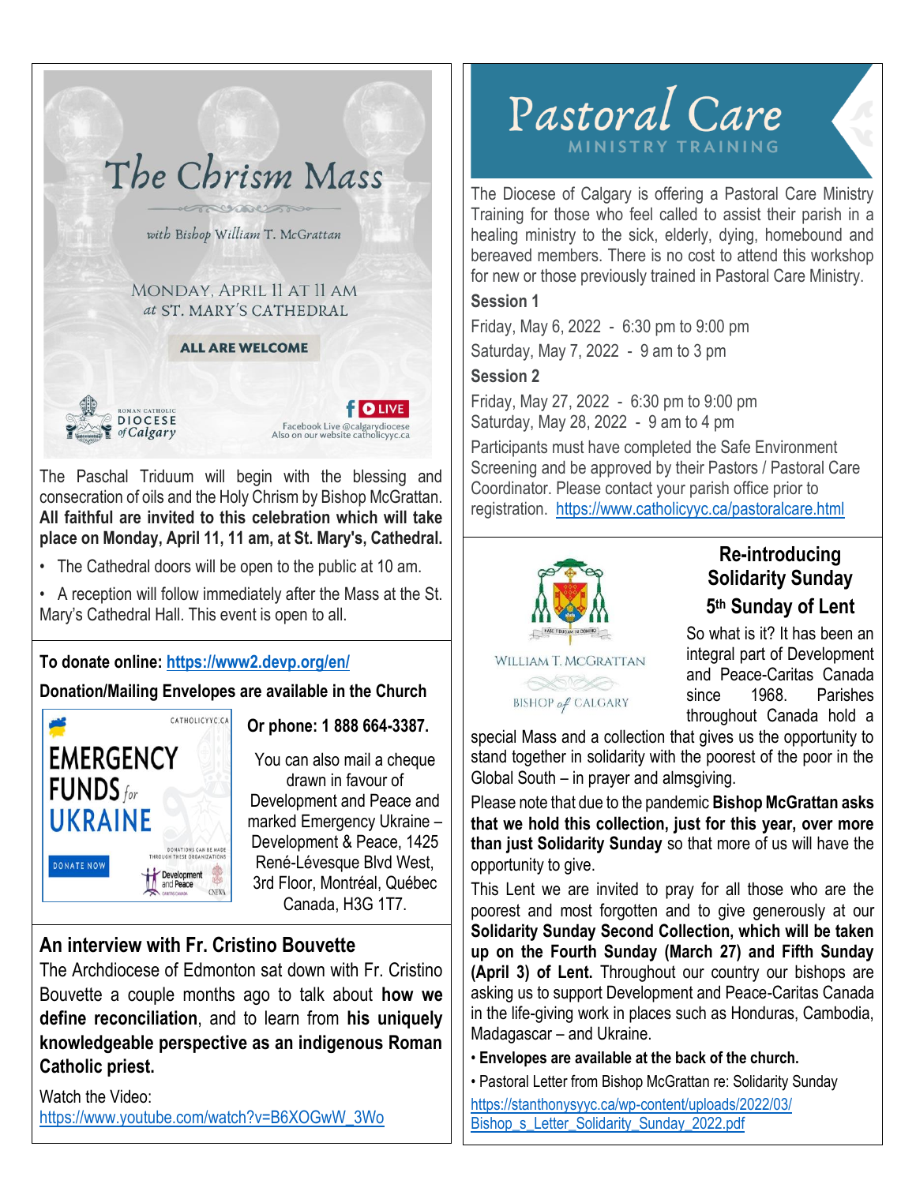# The Chrism Mass

with Bishop William T. McGrattan

MONDAY, APRIL 11 AT 11 AM
at ST. MARY'S CATHEDRAL

ALL ARE WELCOME

ROMAN CATHOLIC DIOCESE of Calgary

LIVE

Facebook Live @calgarydiocese
Also on our website catholicyyc.ca

The Paschal Triduum will begin with the blessing and consecration of oils and the Holy Chrism by Bishop McGrattan. **All faithful are invited to this celebration which will take place on Monday, April 11, 11 am, at St. Mary's, Cathedral.**

- The Cathedral doors will be open to the public at 10 am.
- A reception will follow immediately after the Mass at the St. Mary's Cathedral Hall. This event is open to all.

**To donate online: https://www2.devp.org/en/**

**Donation/Mailing Envelopes are available in the Church**

CATHOLICYYC.CA

EMERGENCY FUNDS for UKRAINE

DONATE NOW

DONATIONS CAN BE MADE THROUGH THESE ORGANIZATIONS

Development and Peace CNEWA

**Or phone: 1 888 664-3387.**

You can also mail a cheque drawn in favour of Development and Peace and marked Emergency Ukraine – Development & Peace, 1425 René-Lévesque Blvd West, 3rd Floor, Montréal, Québec Canada, H3G 1T7.

## An interview with Fr. Cristino Bouvette

The Archdiocese of Edmonton sat down with Fr. Cristino Bouvette a couple months ago to talk about **how we define reconciliation**, and to learn from **his uniquely knowledgeable perspective as an indigenous Roman Catholic priest.**

Watch the Video:
https://www.youtube.com/watch?v=B6XOGwW_3Wo

# Pastoral Care

MINISTRY TRAINING

The Diocese of Calgary is offering a Pastoral Care Ministry Training for those who feel called to assist their parish in a healing ministry to the sick, elderly, dying, homebound and bereaved members. There is no cost to attend this workshop for new or those previously trained in Pastoral Care Ministry.

**Session 1**

Friday, May 6, 2022 - 6:30 pm to 9:00 pm
Saturday, May 7, 2022 - 9 am to 3 pm

**Session 2**

Friday, May 27, 2022 - 6:30 pm to 9:00 pm
Saturday, May 28, 2022 - 9 am to 4 pm

Participants must have completed the Safe Environment Screening and be approved by their Pastors / Pastoral Care Coordinator. Please contact your parish office prior to registration. https://www.catholicyyc.ca/pastoralcare.html

WILLIAM T. MCGRATTAN
BISHOP of CALGARY

## Re-introducing Solidarity Sunday

### 5th Sunday of Lent

So what is it? It has been an integral part of Development and Peace-Caritas Canada since 1968. Parishes throughout Canada hold a special Mass and a collection that gives us the opportunity to stand together in solidarity with the poorest of the poor in the Global South – in prayer and almsgiving.

Please note that due to the pandemic **Bishop McGrattan asks that we hold this collection, just for this year, over more than just Solidarity Sunday** so that more of us will have the opportunity to give.

This Lent we are invited to pray for all those who are the poorest and most forgotten and to give generously at our **Solidarity Sunday Second Collection, which will be taken up on the Fourth Sunday (March 27) and Fifth Sunday (April 3) of Lent.** Throughout our country our bishops are asking us to support Development and Peace-Caritas Canada in the life-giving work in places such as Honduras, Cambodia, Madagascar – and Ukraine.

- **Envelopes are available at the back of the church.**
- Pastoral Letter from Bishop McGrattan re: Solidarity Sunday

https://stanthonysyyc.ca/wp-content/uploads/2022/03/Bishop_s_Letter_Solidarity_Sunday_2022.pdf